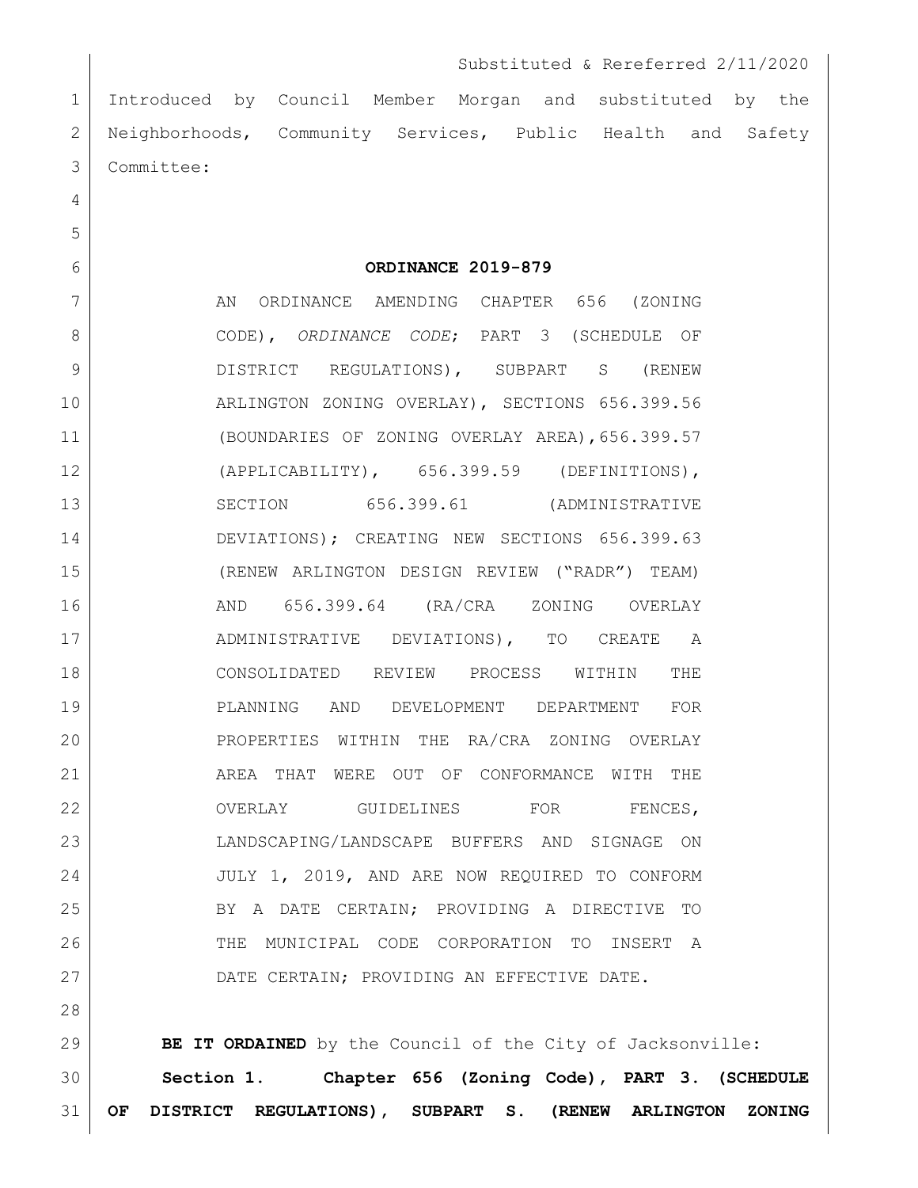Substituted & Rereferred 2/11/2020

Introduced by Council Member Morgan and substituted by the Neighborhoods, Community Services, Public Health and Safety Committee:

**ORDINANCE 2019-879**

AN ORDINANCE AMENDING CHAPTER 656 (ZONING CODE), *ORDINANCE CODE*; PART 3 (SCHEDULE OF DISTRICT REGULATIONS), SUBPART S (RENEW ARLINGTON ZONING OVERLAY), SECTIONS 656.399.56 (BOUNDARIES OF ZONING OVERLAY AREA), 656.399.57 (APPLICABILITY), 656.399.59 (DEFINITIONS), SECTION 656.399.61 (ADMINISTRATIVE DEVIATIONS); CREATING NEW SECTIONS 656.399.63 (RENEW ARLINGTON DESIGN REVIEW ("RADR") TEAM) AND 656.399.64 (RA/CRA ZONING OVERLAY ADMINISTRATIVE DEVIATIONS), TO CREATE A CONSOLIDATED REVIEW PROCESS WITHIN THE PLANNING AND DEVELOPMENT DEPARTMENT FOR PROPERTIES WITHIN THE RA/CRA ZONING OVERLAY AREA THAT WERE OUT OF CONFORMANCE WITH THE OVERLAY GUIDELINES FOR FENCES, LANDSCAPING/LANDSCAPE BUFFERS AND SIGNAGE ON JULY 1, 2019, AND ARE NOW REQUIRED TO CONFORM BY A DATE CERTAIN; PROVIDING A DIRECTIVE TO THE MUNICIPAL CODE CORPORATION TO INSERT A DATE CERTAIN; PROVIDING AN EFFECTIVE DATE.

**BE IT ORDAINED** by the Council of the City of Jacksonville:

**Section 1. Chapter 656 (Zoning Code), PART 3. (SCHEDULE OF DISTRICT REGULATIONS), SUBPART S. (RENEW ARLINGTON ZONING**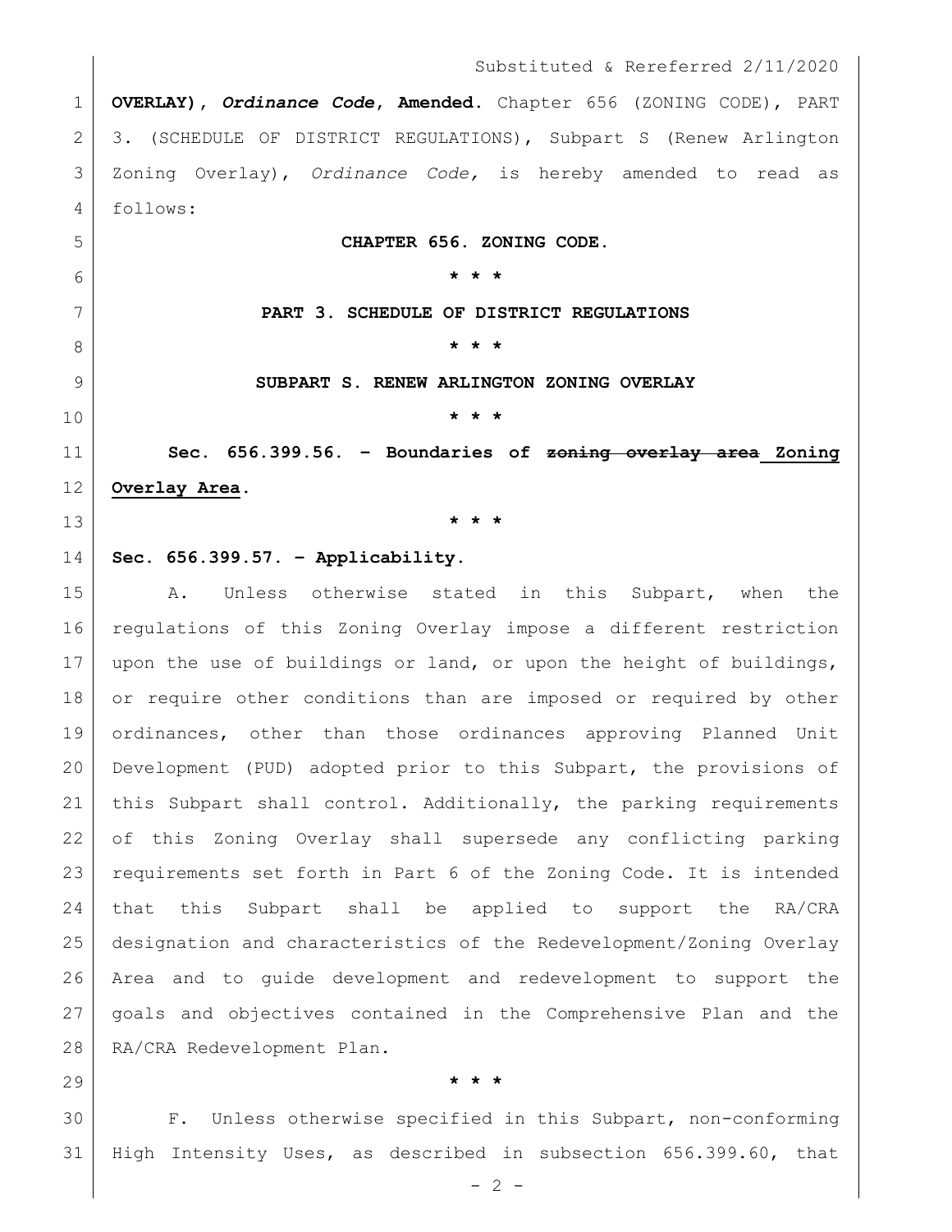**OVERLAY), *Ordinance Code*, Amended.** Chapter 656 (ZONING CODE), PART 3. (SCHEDULE OF DISTRICT REGULATIONS), Subpart S (Renew Arlington Zoning Overlay), *Ordinance Code,* is hereby amended to read as follows:

**CHAPTER 656. ZONING CODE.**

**\* \* \***

**PART 3. SCHEDULE OF DISTRICT REGULATIONS**

**\* \* \***

**SUBPART S. RENEW ARLINGTON ZONING OVERLAY**

**\* \* \***

**Sec. 656.399.56. – Boundaries of ~~zoning overlay area~~ <u>Zoning Overlay Area</u>.**

**\* \* \***

**Sec. 656.399.57. – Applicability.**

A. Unless otherwise stated in this Subpart, when the regulations of this Zoning Overlay impose a different restriction upon the use of buildings or land, or upon the height of buildings, or require other conditions than are imposed or required by other ordinances, other than those ordinances approving Planned Unit Development (PUD) adopted prior to this Subpart, the provisions of this Subpart shall control. Additionally, the parking requirements of this Zoning Overlay shall supersede any conflicting parking requirements set forth in Part 6 of the Zoning Code. It is intended that this Subpart shall be applied to support the RA/CRA designation and characteristics of the Redevelopment/Zoning Overlay Area and to guide development and redevelopment to support the goals and objectives contained in the Comprehensive Plan and the RA/CRA Redevelopment Plan.

**\* \* \***

F. Unless otherwise specified in this Subpart, non-conforming High Intensity Uses, as described in subsection 656.399.60, that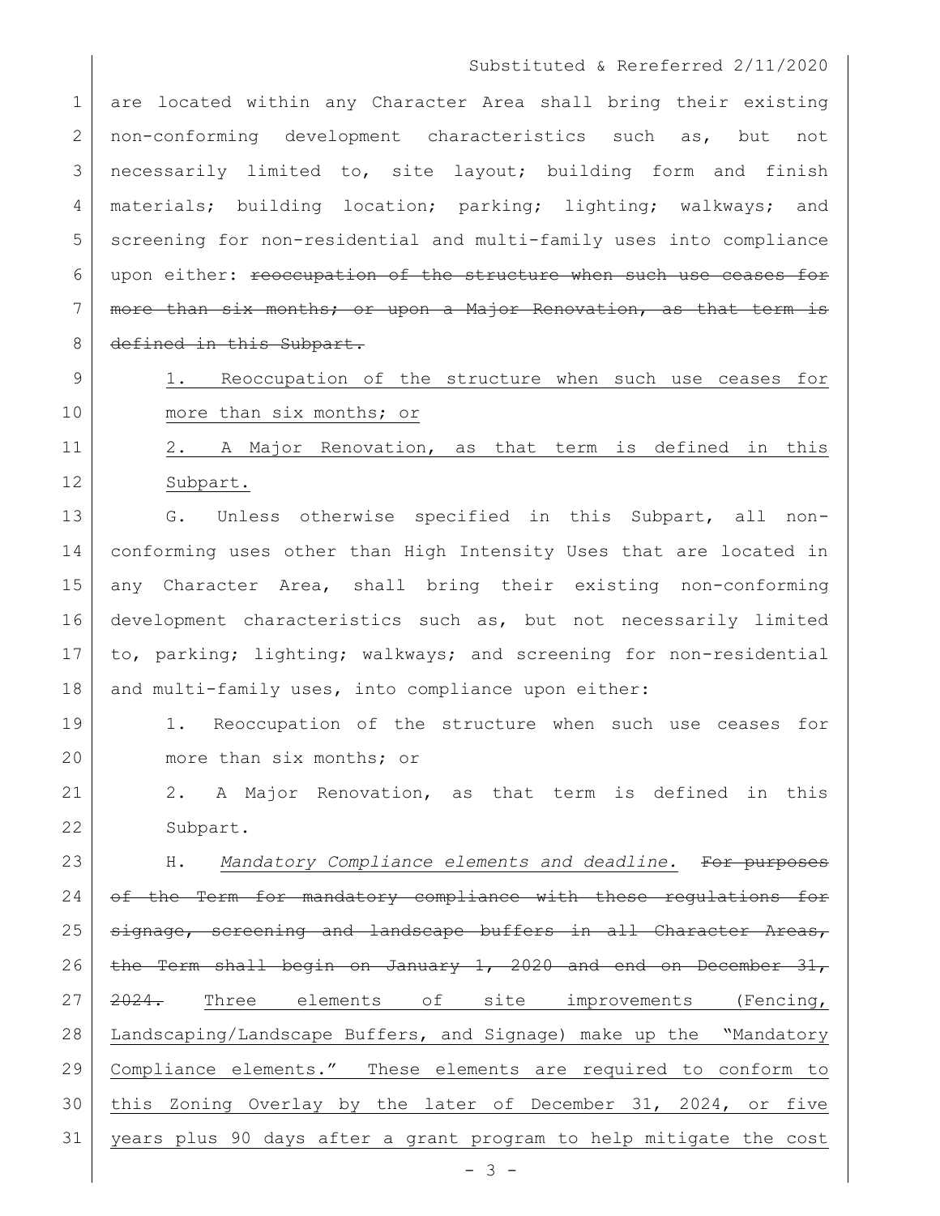are located within any Character Area shall bring their existing non-conforming development characteristics such as, but not necessarily limited to, site layout; building form and finish materials; building location; parking; lighting; walkways; and screening for non-residential and multi-family uses into compliance upon either: ~~reoccupation of the structure when such use ceases for more than six months; or upon a Major Renovation, as that term is defined in this Subpart.~~

1. Reoccupation of the structure when such use ceases for more than six months; or

2. A Major Renovation, as that term is defined in this Subpart.

G. Unless otherwise specified in this Subpart, all non-conforming uses other than High Intensity Uses that are located in any Character Area, shall bring their existing non-conforming development characteristics such as, but not necessarily limited to, parking; lighting; walkways; and screening for non-residential and multi-family uses, into compliance upon either:

1. Reoccupation of the structure when such use ceases for more than six months; or

2. A Major Renovation, as that term is defined in this Subpart.

H. *Mandatory Compliance elements and deadline.* ~~For purposes of the Term for mandatory compliance with these regulations for signage, screening and landscape buffers in all Character Areas, the Term shall begin on January 1, 2020 and end on December 31, 2024.~~ Three elements of site improvements (Fencing, Landscaping/Landscape Buffers, and Signage) make up the "Mandatory Compliance elements." These elements are required to conform to this Zoning Overlay by the later of December 31, 2024, or five years plus 90 days after a grant program to help mitigate the cost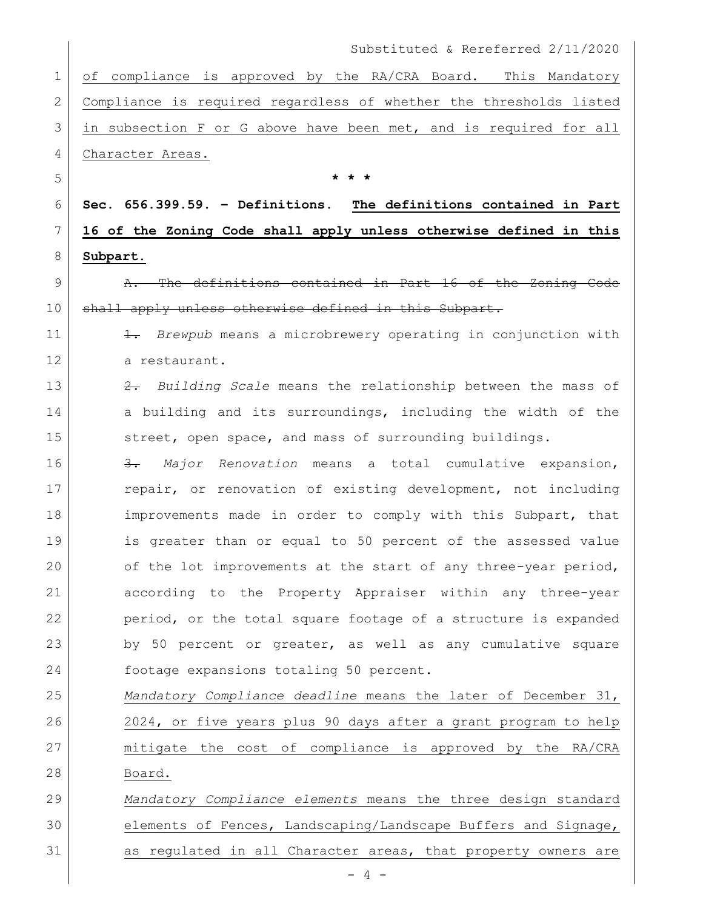of compliance is approved by the RA/CRA Board. This Mandatory Compliance is required regardless of whether the thresholds listed in subsection F or G above have been met, and is required for all Character Areas.

\* \* \*

**Sec. 656.399.59. – Definitions.** **The definitions contained in Part 16 of the Zoning Code shall apply unless otherwise defined in this Subpart.**

~~A. The definitions contained in Part 16 of the Zoning Code shall apply unless otherwise defined in this Subpart.~~

~~1.~~ *Brewpub* means a microbrewery operating in conjunction with a restaurant.

~~2.~~ *Building Scale* means the relationship between the mass of a building and its surroundings, including the width of the street, open space, and mass of surrounding buildings.

~~3.~~ *Major Renovation* means a total cumulative expansion, repair, or renovation of existing development, not including improvements made in order to comply with this Subpart, that is greater than or equal to 50 percent of the assessed value of the lot improvements at the start of any three-year period, according to the Property Appraiser within any three-year period, or the total square footage of a structure is expanded by 50 percent or greater, as well as any cumulative square footage expansions totaling 50 percent.

*Mandatory Compliance deadline* means the later of December 31, 2024, or five years plus 90 days after a grant program to help mitigate the cost of compliance is approved by the RA/CRA Board.

*Mandatory Compliance elements* means the three design standard elements of Fences, Landscaping/Landscape Buffers and Signage, as regulated in all Character areas, that property owners are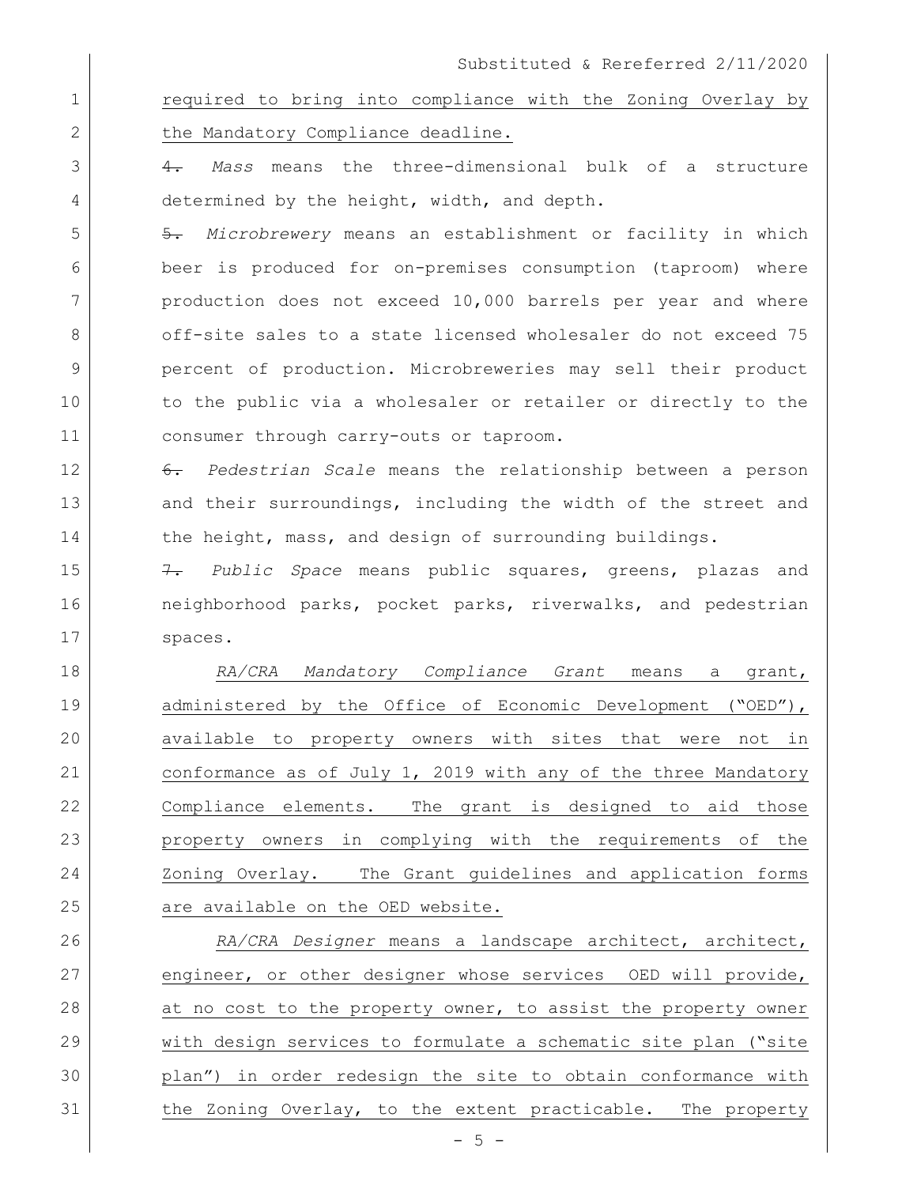required to bring into compliance with the Zoning Overlay by the Mandatory Compliance deadline.

~~4.~~ *Mass* means the three-dimensional bulk of a structure determined by the height, width, and depth.

~~5.~~ *Microbrewery* means an establishment or facility in which beer is produced for on-premises consumption (taproom) where production does not exceed 10,000 barrels per year and where off-site sales to a state licensed wholesaler do not exceed 75 percent of production. Microbreweries may sell their product to the public via a wholesaler or retailer or directly to the consumer through carry-outs or taproom.

~~6.~~ *Pedestrian Scale* means the relationship between a person and their surroundings, including the width of the street and the height, mass, and design of surrounding buildings.

~~7.~~ *Public Space* means public squares, greens, plazas and neighborhood parks, pocket parks, riverwalks, and pedestrian spaces.

*RA/CRA Mandatory Compliance Grant* means a grant, administered by the Office of Economic Development ("OED"), available to property owners with sites that were not in conformance as of July 1, 2019 with any of the three Mandatory Compliance elements. The grant is designed to aid those property owners in complying with the requirements of the Zoning Overlay. The Grant guidelines and application forms are available on the OED website.

*RA/CRA Designer* means a landscape architect, architect, engineer, or other designer whose services OED will provide, at no cost to the property owner, to assist the property owner with design services to formulate a schematic site plan ("site plan") in order redesign the site to obtain conformance with the Zoning Overlay, to the extent practicable. The property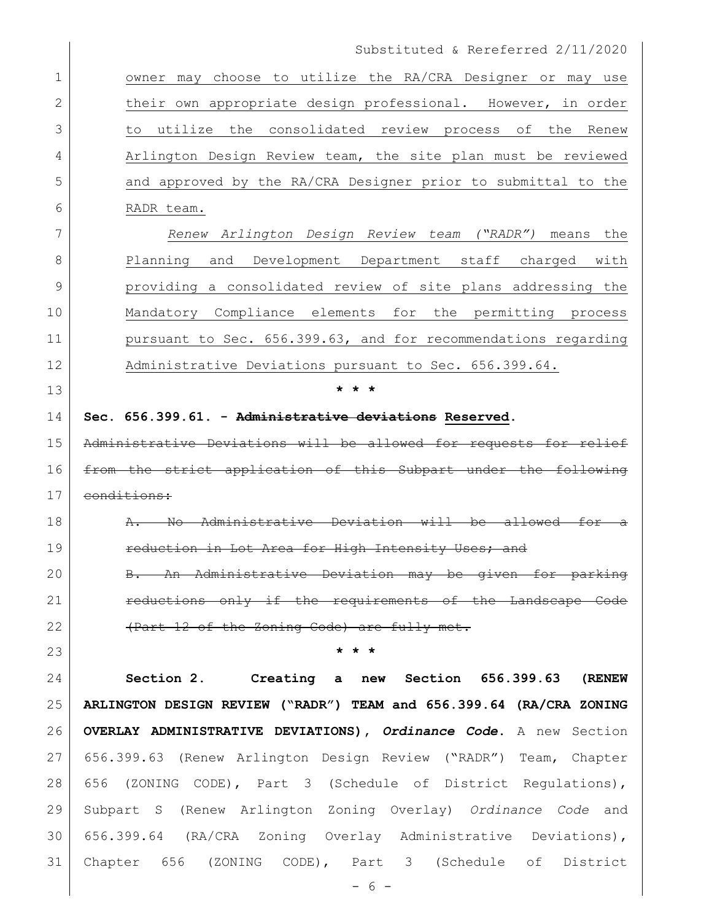owner may choose to utilize the RA/CRA Designer or may use their own appropriate design professional. However, in order to utilize the consolidated review process of the Renew Arlington Design Review team, the site plan must be reviewed and approved by the RA/CRA Designer prior to submittal to the RADR team.

*Renew Arlington Design Review team ("RADR")* means the Planning and Development Department staff charged with providing a consolidated review of site plans addressing the Mandatory Compliance elements for the permitting process pursuant to Sec. 656.399.63, and for recommendations regarding Administrative Deviations pursuant to Sec. 656.399.64.

\* \* \*

**Sec. 656.399.61. - ~~Administrative deviations~~ Reserved.**

~~Administrative Deviations will be allowed for requests for relief from the strict application of this Subpart under the following conditions:~~

~~A. No Administrative Deviation will be allowed for a reduction in Lot Area for High Intensity Uses; and~~

~~B. An Administrative Deviation may be given for parking reductions only if the requirements of the Landscape Code (Part 12 of the Zoning Code) are fully met.~~

\* \* \*

**Section 2. Creating a new Section 656.399.63 (RENEW ARLINGTON DESIGN REVIEW ("RADR") TEAM and 656.399.64 (RA/CRA ZONING OVERLAY ADMINISTRATIVE DEVIATIONS), *Ordinance Code*.** A new Section 656.399.63 (Renew Arlington Design Review ("RADR") Team, Chapter 656 (ZONING CODE), Part 3 (Schedule of District Regulations), Subpart S (Renew Arlington Zoning Overlay) *Ordinance Code* and 656.399.64 (RA/CRA Zoning Overlay Administrative Deviations), Chapter 656 (ZONING CODE), Part 3 (Schedule of District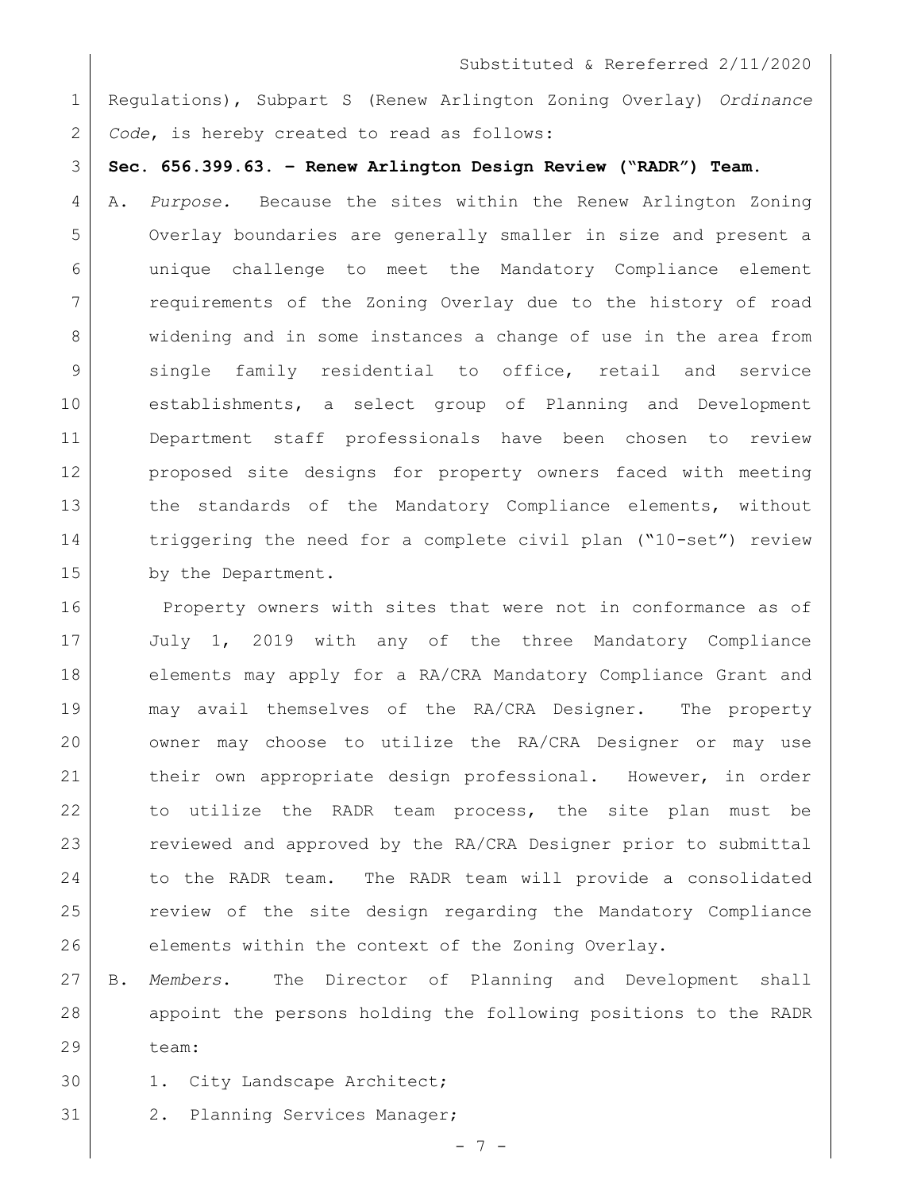Regulations), Subpart S (Renew Arlington Zoning Overlay) *Ordinance Code*, is hereby created to read as follows:

**Sec. 656.399.63. – Renew Arlington Design Review ("RADR") Team.**

A. *Purpose.* Because the sites within the Renew Arlington Zoning Overlay boundaries are generally smaller in size and present a unique challenge to meet the Mandatory Compliance element requirements of the Zoning Overlay due to the history of road widening and in some instances a change of use in the area from single family residential to office, retail and service establishments, a select group of Planning and Development Department staff professionals have been chosen to review proposed site designs for property owners faced with meeting the standards of the Mandatory Compliance elements, without triggering the need for a complete civil plan ("10-set") review by the Department.

Property owners with sites that were not in conformance as of July 1, 2019 with any of the three Mandatory Compliance elements may apply for a RA/CRA Mandatory Compliance Grant and may avail themselves of the RA/CRA Designer. The property owner may choose to utilize the RA/CRA Designer or may use their own appropriate design professional. However, in order to utilize the RADR team process, the site plan must be reviewed and approved by the RA/CRA Designer prior to submittal to the RADR team. The RADR team will provide a consolidated review of the site design regarding the Mandatory Compliance elements within the context of the Zoning Overlay.

B. *Members*. The Director of Planning and Development shall appoint the persons holding the following positions to the RADR team:

1. City Landscape Architect;
2. Planning Services Manager;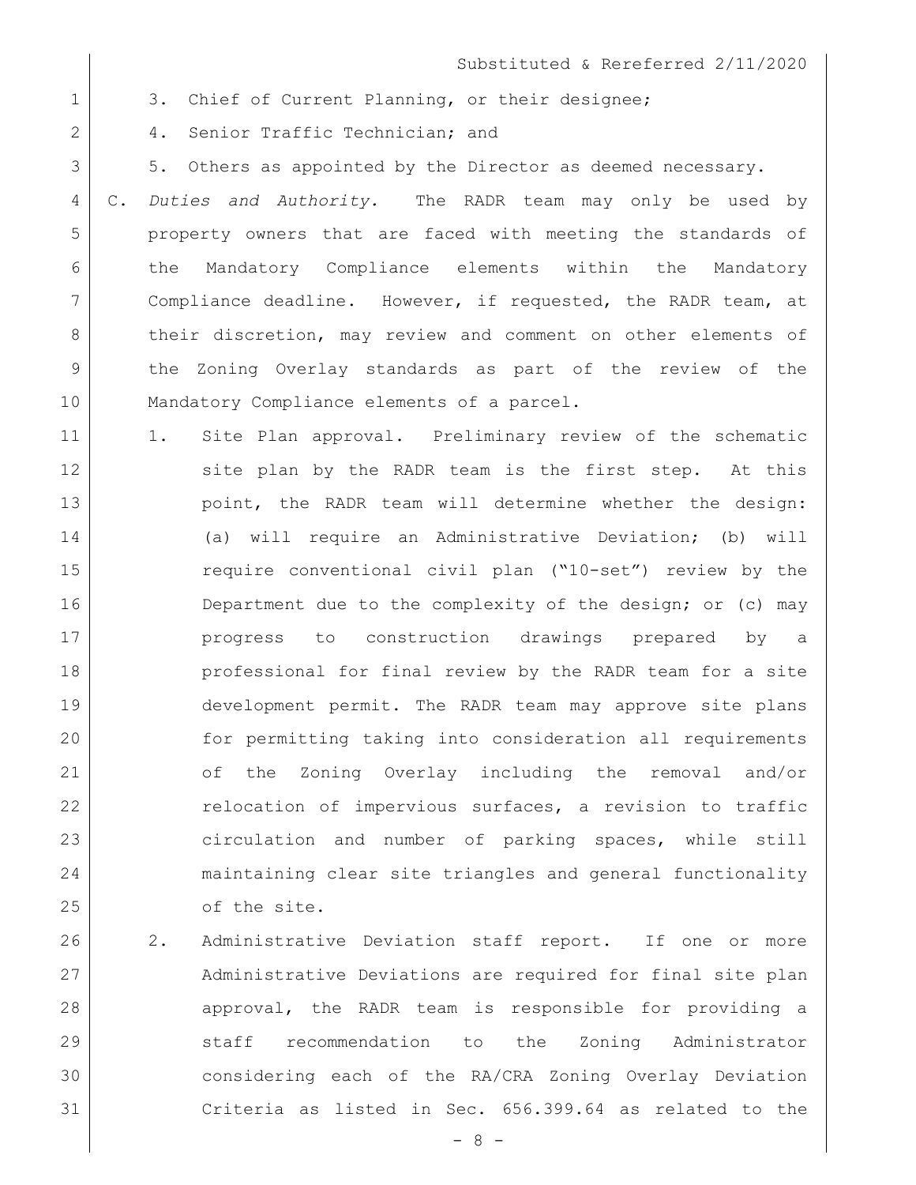3. Chief of Current Planning, or their designee;

4. Senior Traffic Technician; and

5. Others as appointed by the Director as deemed necessary.

C. *Duties and Authority.* The RADR team may only be used by property owners that are faced with meeting the standards of the Mandatory Compliance elements within the Mandatory Compliance deadline. However, if requested, the RADR team, at their discretion, may review and comment on other elements of the Zoning Overlay standards as part of the review of the Mandatory Compliance elements of a parcel.

   1. Site Plan approval. Preliminary review of the schematic site plan by the RADR team is the first step. At this point, the RADR team will determine whether the design: (a) will require an Administrative Deviation; (b) will require conventional civil plan ("10-set") review by the Department due to the complexity of the design; or (c) may progress to construction drawings prepared by a professional for final review by the RADR team for a site development permit. The RADR team may approve site plans for permitting taking into consideration all requirements of the Zoning Overlay including the removal and/or relocation of impervious surfaces, a revision to traffic circulation and number of parking spaces, while still maintaining clear site triangles and general functionality of the site.

   2. Administrative Deviation staff report. If one or more Administrative Deviations are required for final site plan approval, the RADR team is responsible for providing a staff recommendation to the Zoning Administrator considering each of the RA/CRA Zoning Overlay Deviation Criteria as listed in Sec. 656.399.64 as related to the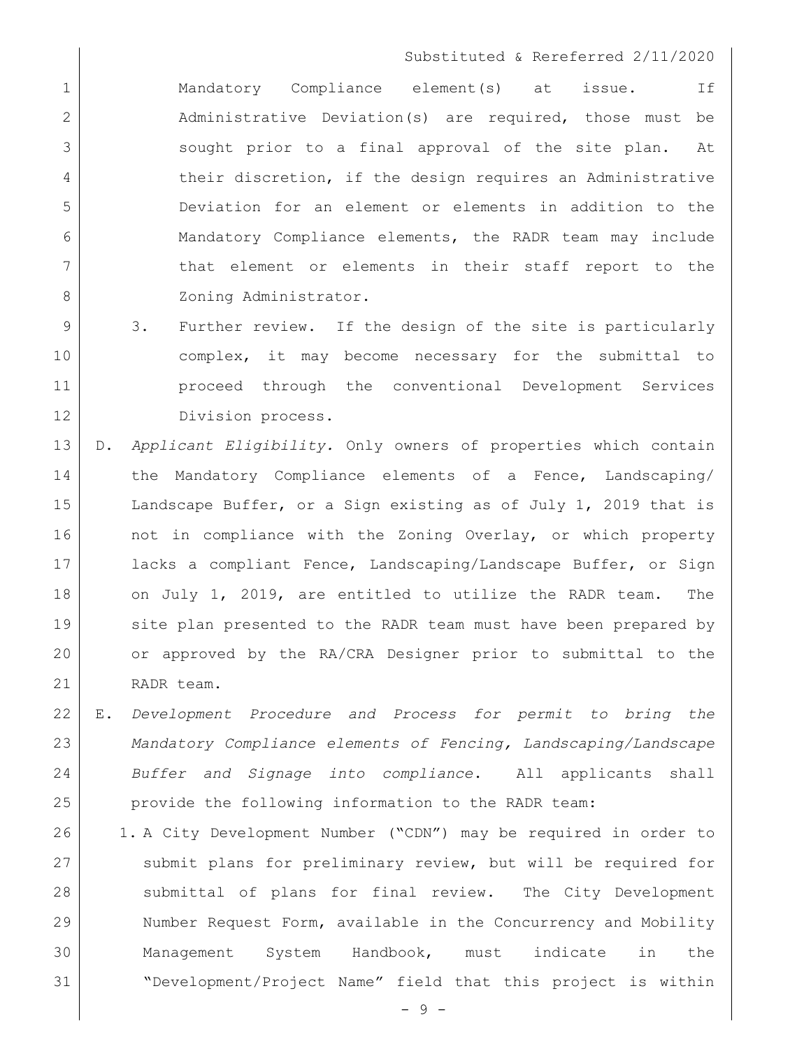Mandatory Compliance element(s) at issue. If Administrative Deviation(s) are required, those must be sought prior to a final approval of the site plan. At their discretion, if the design requires an Administrative Deviation for an element or elements in addition to the Mandatory Compliance elements, the RADR team may include that element or elements in their staff report to the Zoning Administrator.

3. Further review. If the design of the site is particularly complex, it may become necessary for the submittal to proceed through the conventional Development Services Division process.

D. *Applicant Eligibility.* Only owners of properties which contain the Mandatory Compliance elements of a Fence, Landscaping/ Landscape Buffer, or a Sign existing as of July 1, 2019 that is not in compliance with the Zoning Overlay, or which property lacks a compliant Fence, Landscaping/Landscape Buffer, or Sign on July 1, 2019, are entitled to utilize the RADR team. The site plan presented to the RADR team must have been prepared by or approved by the RA/CRA Designer prior to submittal to the RADR team.

E. *Development Procedure and Process for permit to bring the Mandatory Compliance elements of Fencing, Landscaping/Landscape Buffer and Signage into compliance*. All applicants shall provide the following information to the RADR team:

1. A City Development Number ("CDN") may be required in order to submit plans for preliminary review, but will be required for submittal of plans for final review. The City Development Number Request Form, available in the Concurrency and Mobility Management System Handbook, must indicate in the "Development/Project Name" field that this project is within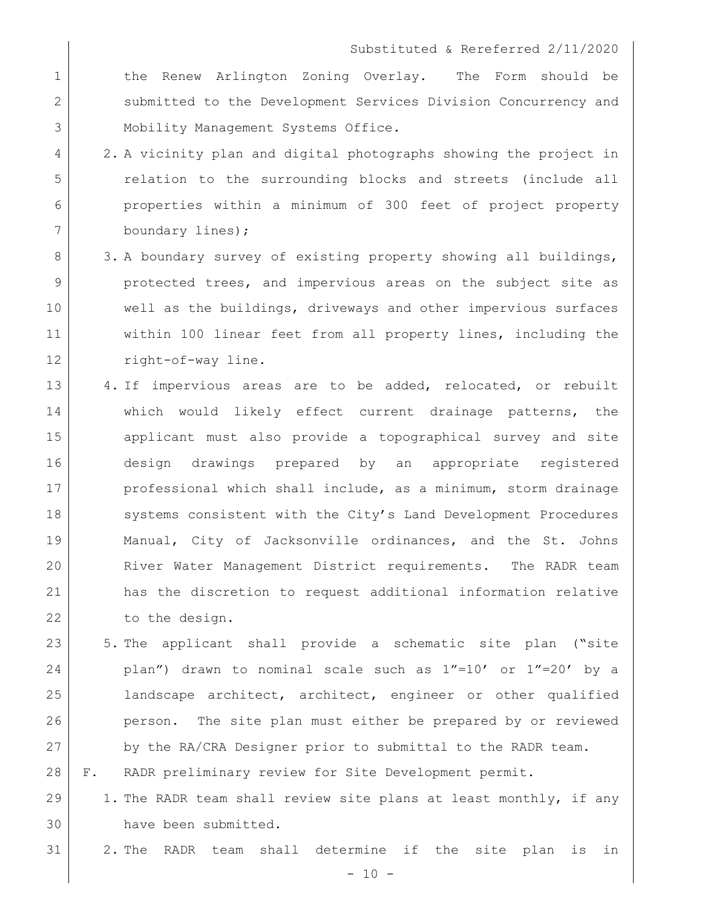the Renew Arlington Zoning Overlay. The Form should be submitted to the Development Services Division Concurrency and Mobility Management Systems Office.

2. A vicinity plan and digital photographs showing the project in relation to the surrounding blocks and streets (include all properties within a minimum of 300 feet of project property boundary lines);
3. A boundary survey of existing property showing all buildings, protected trees, and impervious areas on the subject site as well as the buildings, driveways and other impervious surfaces within 100 linear feet from all property lines, including the right-of-way line.
4. If impervious areas are to be added, relocated, or rebuilt which would likely effect current drainage patterns, the applicant must also provide a topographical survey and site design drawings prepared by an appropriate registered professional which shall include, as a minimum, storm drainage systems consistent with the City's Land Development Procedures Manual, City of Jacksonville ordinances, and the St. Johns River Water Management District requirements. The RADR team has the discretion to request additional information relative to the design.
5. The applicant shall provide a schematic site plan ("site plan") drawn to nominal scale such as 1"=10' or 1"=20' by a landscape architect, architect, engineer or other qualified person. The site plan must either be prepared by or reviewed by the RA/CRA Designer prior to submittal to the RADR team.

F. RADR preliminary review for Site Development permit.

1. The RADR team shall review site plans at least monthly, if any have been submitted.
2. The RADR team shall determine if the site plan is in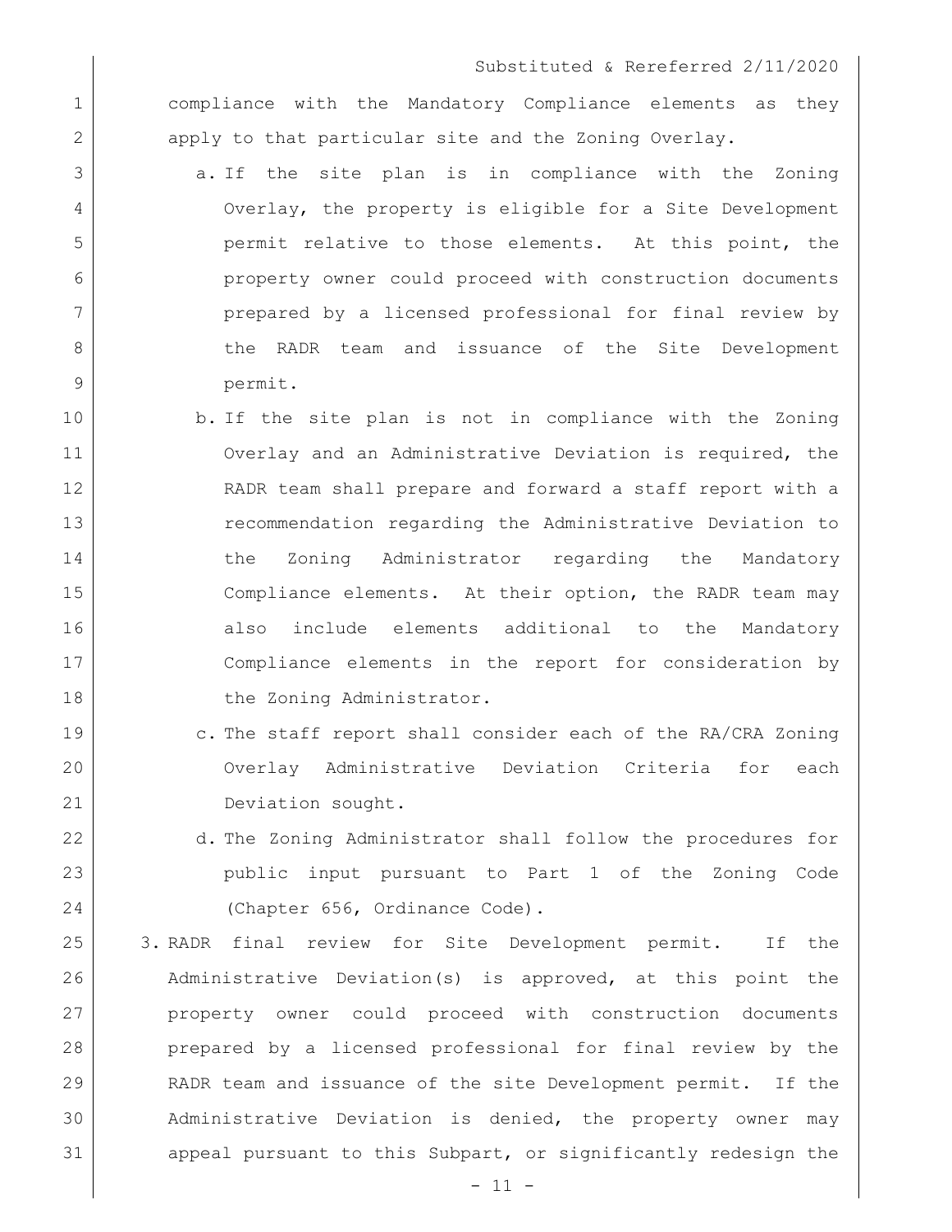compliance with the Mandatory Compliance elements as they apply to that particular site and the Zoning Overlay.

a. If the site plan is in compliance with the Zoning Overlay, the property is eligible for a Site Development permit relative to those elements. At this point, the property owner could proceed with construction documents prepared by a licensed professional for final review by the RADR team and issuance of the Site Development permit.

b. If the site plan is not in compliance with the Zoning Overlay and an Administrative Deviation is required, the RADR team shall prepare and forward a staff report with a recommendation regarding the Administrative Deviation to the Zoning Administrator regarding the Mandatory Compliance elements. At their option, the RADR team may also include elements additional to the Mandatory Compliance elements in the report for consideration by the Zoning Administrator.

c. The staff report shall consider each of the RA/CRA Zoning Overlay Administrative Deviation Criteria for each Deviation sought.

d. The Zoning Administrator shall follow the procedures for public input pursuant to Part 1 of the Zoning Code (Chapter 656, Ordinance Code).

3. RADR final review for Site Development permit. If the Administrative Deviation(s) is approved, at this point the property owner could proceed with construction documents prepared by a licensed professional for final review by the RADR team and issuance of the site Development permit. If the Administrative Deviation is denied, the property owner may appeal pursuant to this Subpart, or significantly redesign the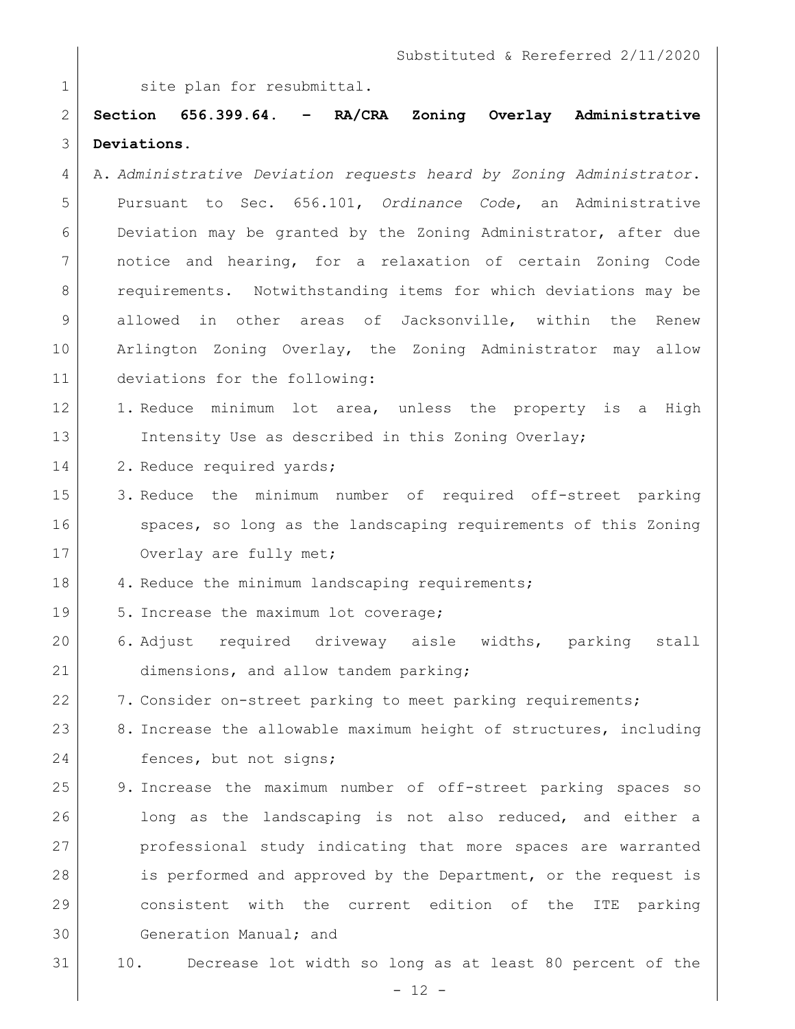site plan for resubmittal.

**Section 656.399.64. – RA/CRA Zoning Overlay Administrative Deviations.**

A. *Administrative Deviation requests heard by Zoning Administrator*. Pursuant to Sec. 656.101, *Ordinance Code*, an Administrative Deviation may be granted by the Zoning Administrator, after due notice and hearing, for a relaxation of certain Zoning Code requirements. Notwithstanding items for which deviations may be allowed in other areas of Jacksonville, within the Renew Arlington Zoning Overlay, the Zoning Administrator may allow deviations for the following:

   1. Reduce minimum lot area, unless the property is a High Intensity Use as described in this Zoning Overlay;
   2. Reduce required yards;
   3. Reduce the minimum number of required off-street parking spaces, so long as the landscaping requirements of this Zoning Overlay are fully met;
   4. Reduce the minimum landscaping requirements;
   5. Increase the maximum lot coverage;
   6. Adjust required driveway aisle widths, parking stall dimensions, and allow tandem parking;
   7. Consider on-street parking to meet parking requirements;
   8. Increase the allowable maximum height of structures, including fences, but not signs;
   9. Increase the maximum number of off-street parking spaces so long as the landscaping is not also reduced, and either a professional study indicating that more spaces are warranted is performed and approved by the Department, or the request is consistent with the current edition of the ITE parking Generation Manual; and
   10. Decrease lot width so long as at least 80 percent of the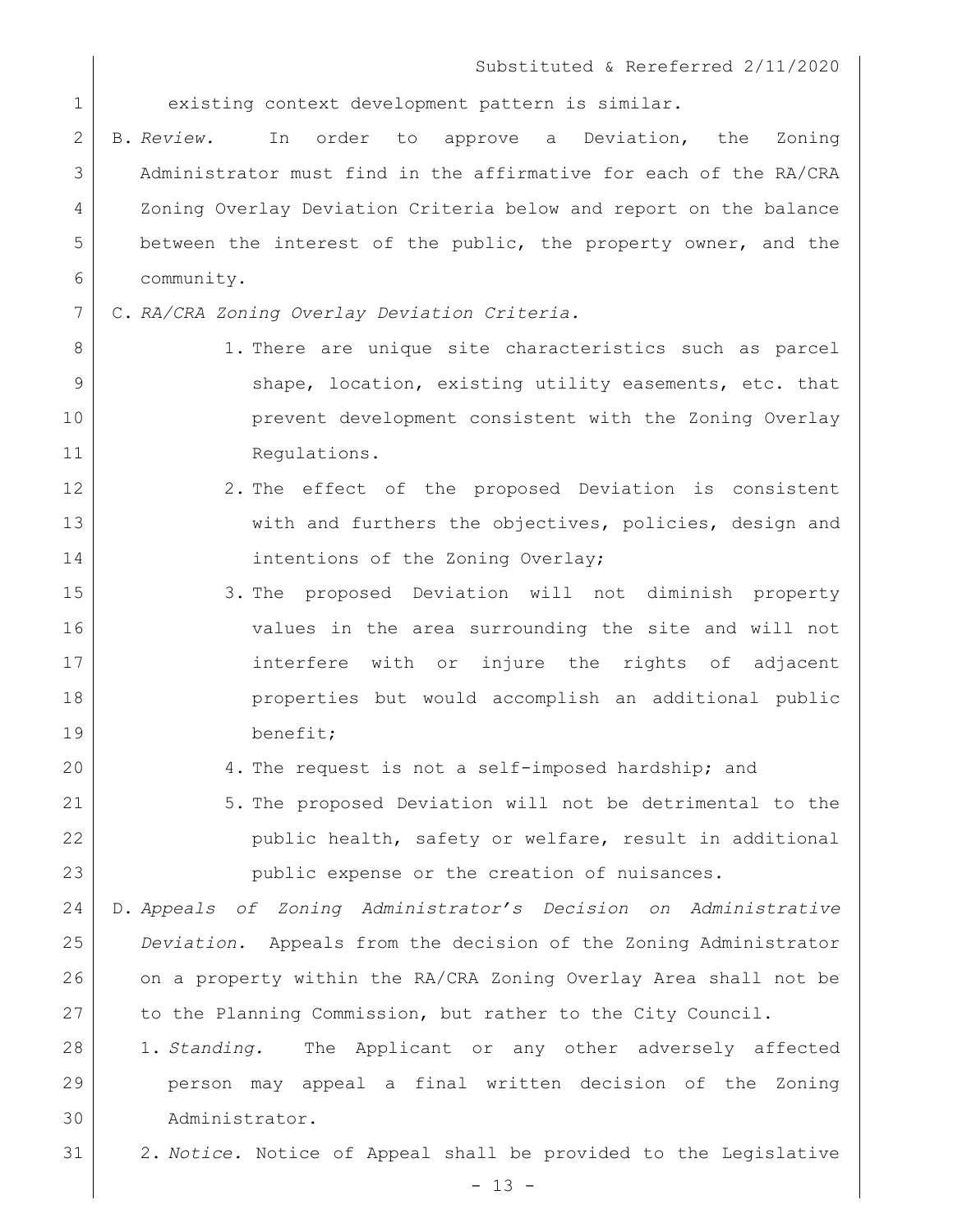existing context development pattern is similar.

B. *Review.* In order to approve a Deviation, the Zoning Administrator must find in the affirmative for each of the RA/CRA Zoning Overlay Deviation Criteria below and report on the balance between the interest of the public, the property owner, and the community.

C. *RA/CRA Zoning Overlay Deviation Criteria.*

   1. There are unique site characteristics such as parcel shape, location, existing utility easements, etc. that prevent development consistent with the Zoning Overlay Regulations.
   2. The effect of the proposed Deviation is consistent with and furthers the objectives, policies, design and intentions of the Zoning Overlay;
   3. The proposed Deviation will not diminish property values in the area surrounding the site and will not interfere with or injure the rights of adjacent properties but would accomplish an additional public benefit;
   4. The request is not a self-imposed hardship; and
   5. The proposed Deviation will not be detrimental to the public health, safety or welfare, result in additional public expense or the creation of nuisances.

D. *Appeals of Zoning Administrator's Decision on Administrative Deviation.* Appeals from the decision of the Zoning Administrator on a property within the RA/CRA Zoning Overlay Area shall not be to the Planning Commission, but rather to the City Council.

   1. *Standing.* The Applicant or any other adversely affected person may appeal a final written decision of the Zoning Administrator.
   2. *Notice.* Notice of Appeal shall be provided to the Legislative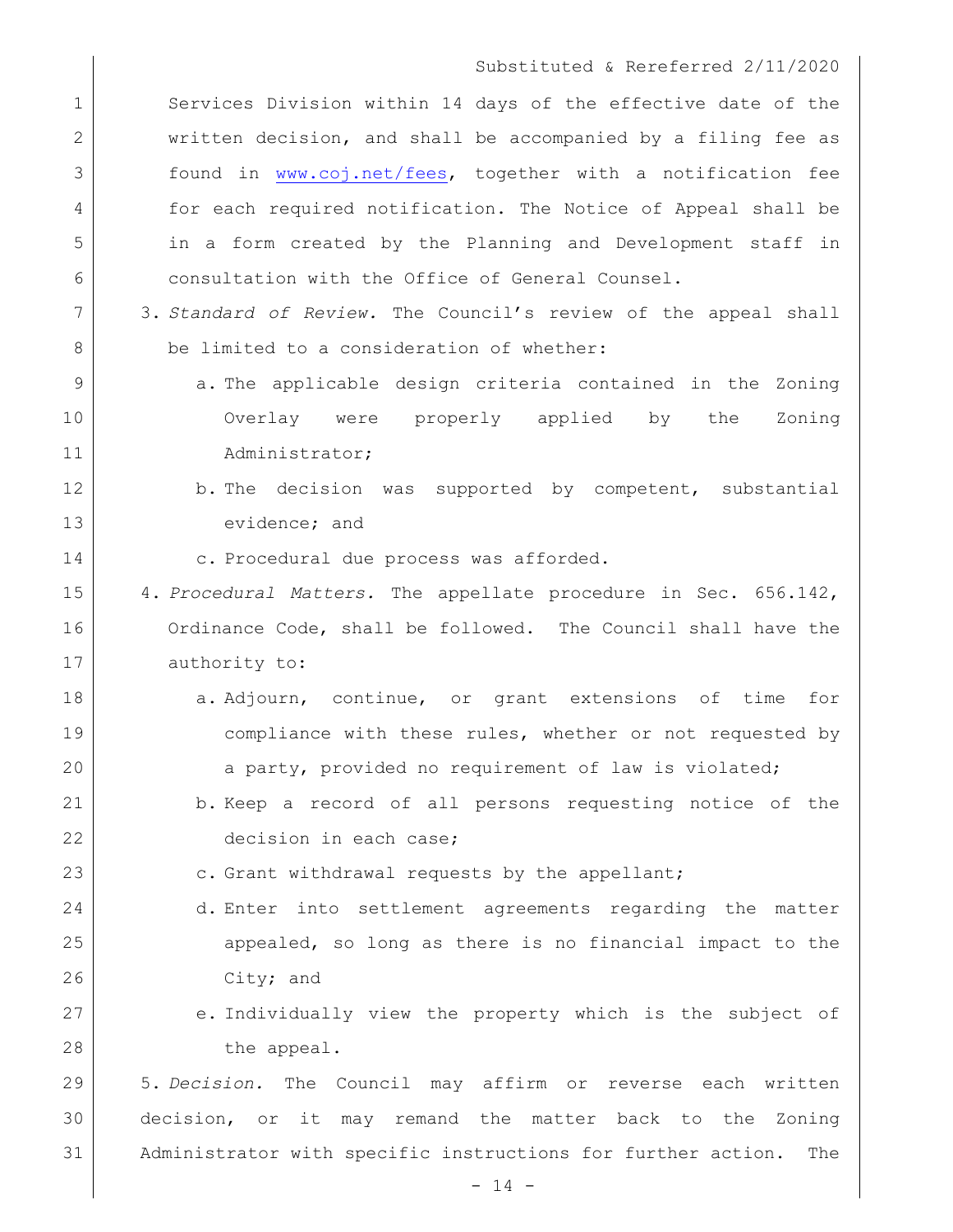Services Division within 14 days of the effective date of the written decision, and shall be accompanied by a filing fee as found in www.coj.net/fees, together with a notification fee for each required notification. The Notice of Appeal shall be in a form created by the Planning and Development staff in consultation with the Office of General Counsel.

3. *Standard of Review.* The Council's review of the appeal shall be limited to a consideration of whether:
   a. The applicable design criteria contained in the Zoning Overlay were properly applied by the Zoning Administrator;
   b. The decision was supported by competent, substantial evidence; and
   c. Procedural due process was afforded.
4. *Procedural Matters.* The appellate procedure in Sec. 656.142, Ordinance Code, shall be followed. The Council shall have the authority to:
   a. Adjourn, continue, or grant extensions of time for compliance with these rules, whether or not requested by a party, provided no requirement of law is violated;
   b. Keep a record of all persons requesting notice of the decision in each case;
   c. Grant withdrawal requests by the appellant;
   d. Enter into settlement agreements regarding the matter appealed, so long as there is no financial impact to the City; and
   e. Individually view the property which is the subject of the appeal.
5. *Decision.* The Council may affirm or reverse each written decision, or it may remand the matter back to the Zoning Administrator with specific instructions for further action. The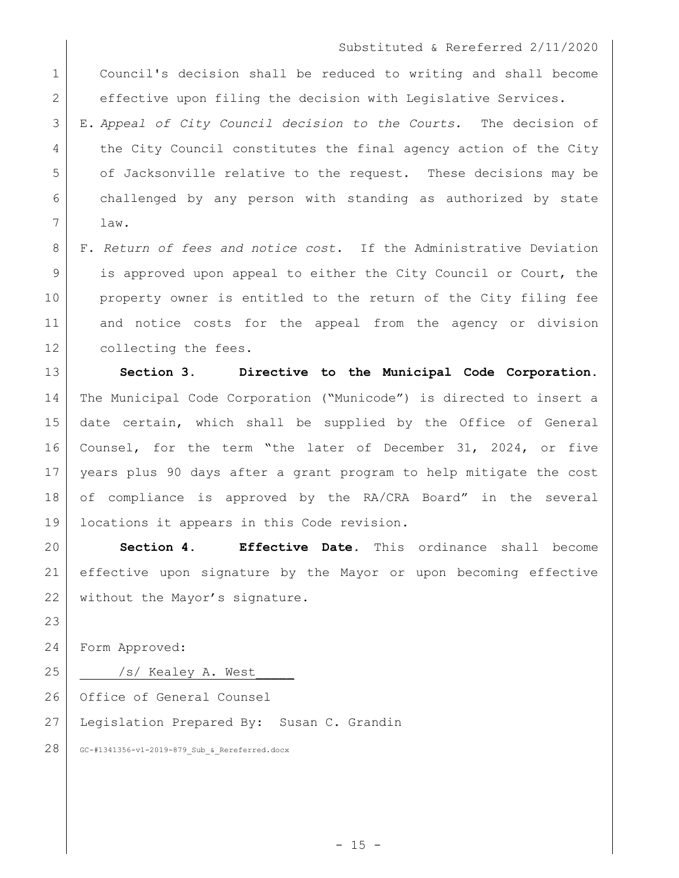Council's decision shall be reduced to writing and shall become effective upon filing the decision with Legislative Services.

E. *Appeal of City Council decision to the Courts.* The decision of the City Council constitutes the final agency action of the City of Jacksonville relative to the request. These decisions may be challenged by any person with standing as authorized by state law.

F. *Return of fees and notice cost.* If the Administrative Deviation is approved upon appeal to either the City Council or Court, the property owner is entitled to the return of the City filing fee and notice costs for the appeal from the agency or division collecting the fees.

**Section 3. Directive to the Municipal Code Corporation.** The Municipal Code Corporation ("Municode") is directed to insert a date certain, which shall be supplied by the Office of General Counsel, for the term "the later of December 31, 2024, or five years plus 90 days after a grant program to help mitigate the cost of compliance is approved by the RA/CRA Board" in the several locations it appears in this Code revision.

**Section 4. Effective Date.** This ordinance shall become effective upon signature by the Mayor or upon becoming effective without the Mayor's signature.

Form Approved:

/s/ Kealey A. West

Office of General Counsel

Legislation Prepared By: Susan C. Grandin

GC-#1341356-v1-2019-879_Sub_&_Rereferred.docx